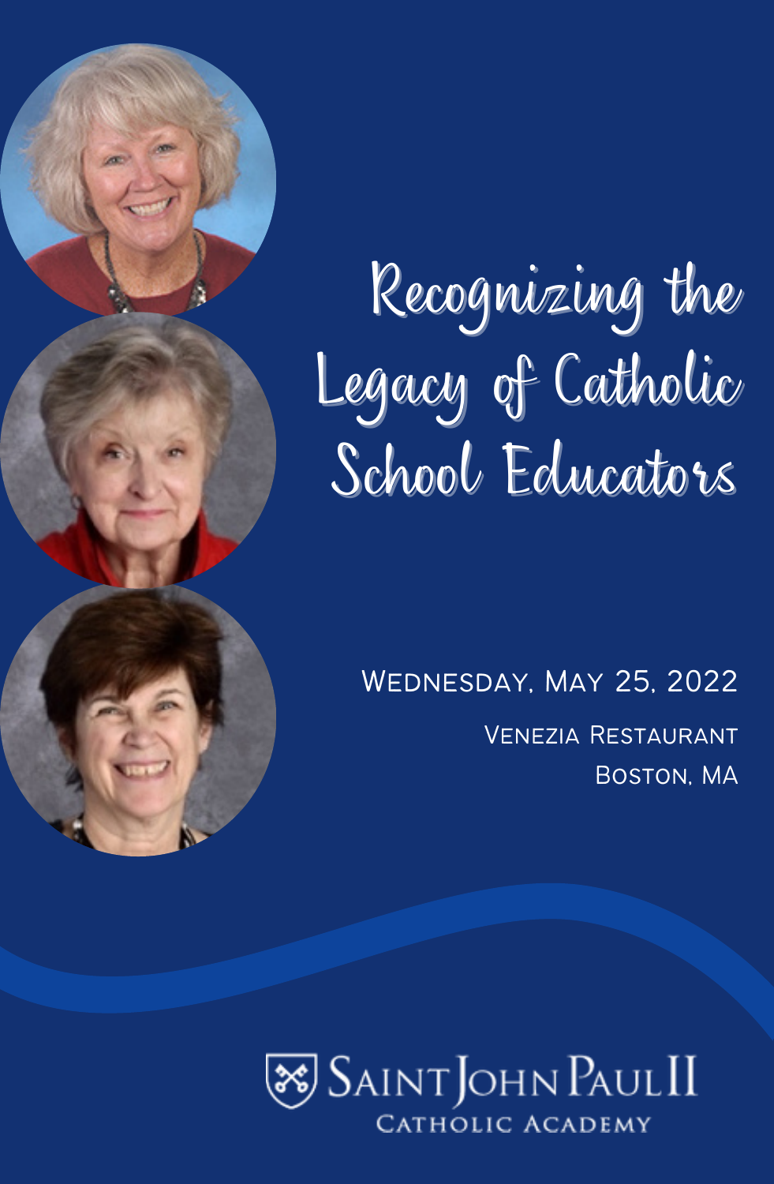# Recognizing the Legacy of Catholic School Educators

Wednesday, May 25, 2022

Venezia Restaurant
Boston, MA

Saint John Paul II
Catholic Academy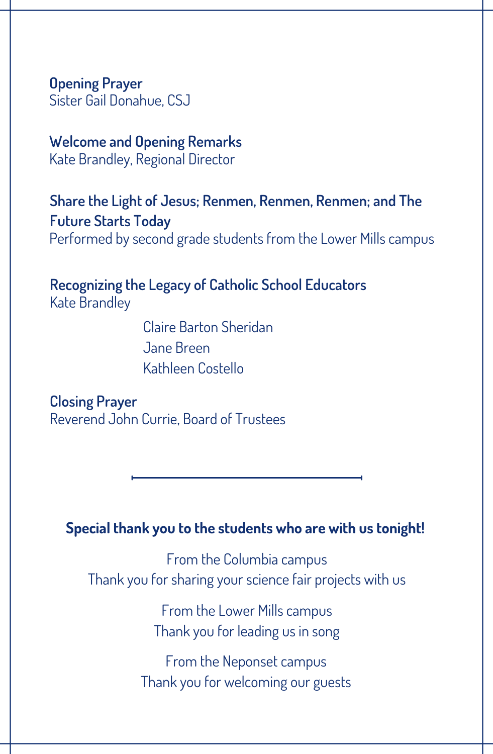**Opening Prayer**
Sister Gail Donahue, CSJ

**Welcome and Opening Remarks**
Kate Brandley, Regional Director

**Share the Light of Jesus; Renmen, Renmen, Renmen; and The Future Starts Today**
Performed by second grade students from the Lower Mills campus

**Recognizing the Legacy of Catholic School Educators**
Kate Brandley

Claire Barton Sheridan
Jane Breen
Kathleen Costello

**Closing Prayer**
Reverend John Currie, Board of Trustees

---

**Special thank you to the students who are with us tonight!**

From the Columbia campus
Thank you for sharing your science fair projects with us

From the Lower Mills campus
Thank you for leading us in song

From the Neponset campus
Thank you for welcoming our guests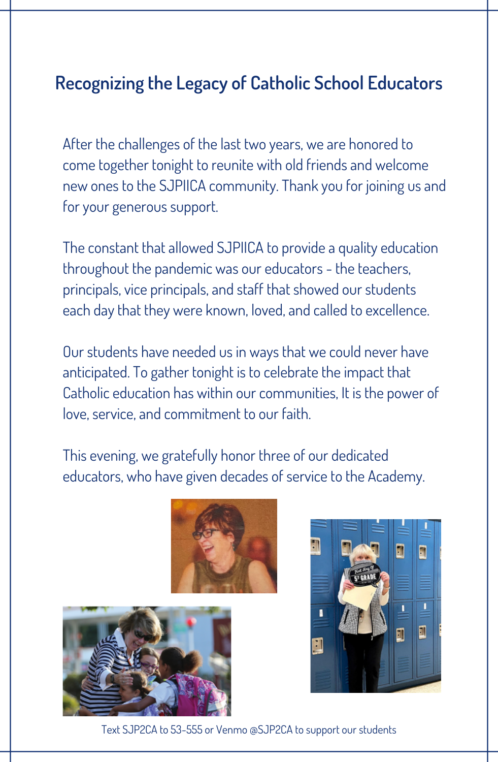## Recognizing the Legacy of Catholic School Educators

After the challenges of the last two years, we are honored to come together tonight to reunite with old friends and welcome new ones to the SJPIICA community. Thank you for joining us and for your generous support.

The constant that allowed SJPIICA to provide a quality education throughout the pandemic was our educators - the teachers, principals, vice principals, and staff that showed our students each day that they were known, loved, and called to excellence.

Our students have needed us in ways that we could never have anticipated. To gather tonight is to celebrate the impact that Catholic education has within our communities, It is the power of love, service, and commitment to our faith.

This evening, we gratefully honor three of our dedicated educators, who have given decades of service to the Academy.

Text SJP2CA to 53-555 or Venmo @SJP2CA to support our students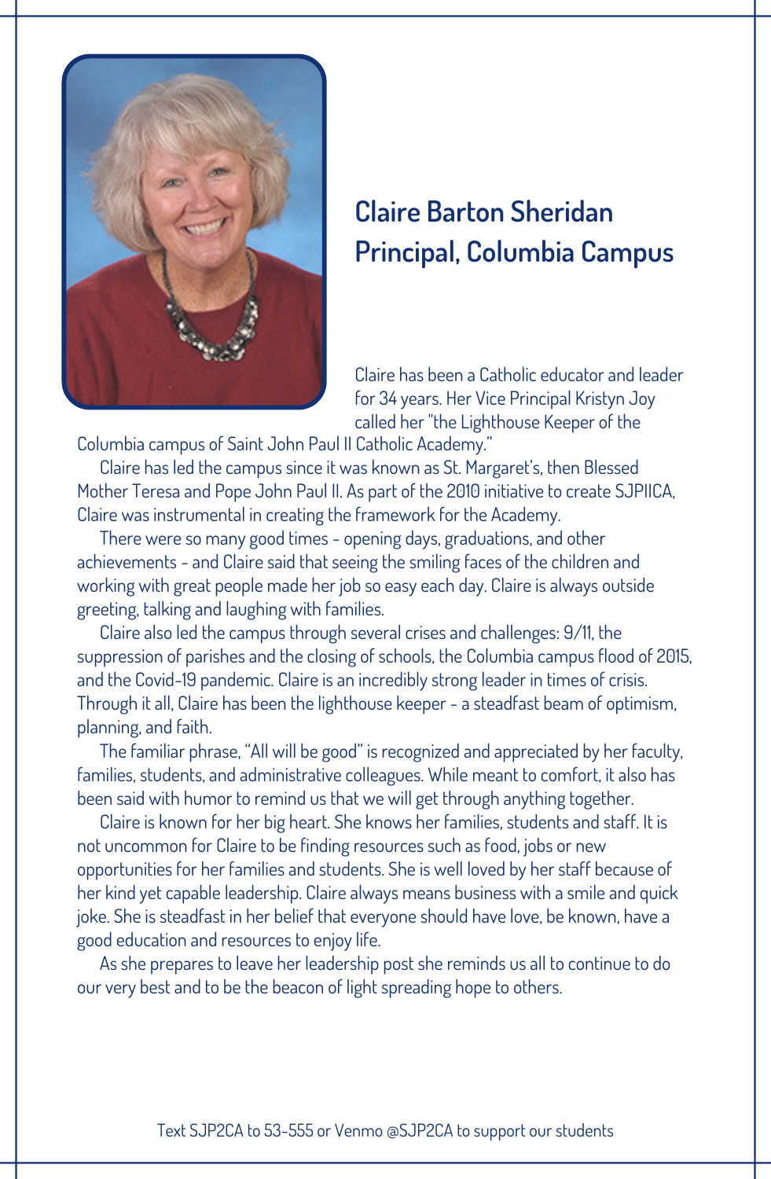## Claire Barton Sheridan
## Principal, Columbia Campus

Claire has been a Catholic educator and leader for 34 years. Her Vice Principal Kristyn Joy called her "the Lighthouse Keeper of the Columbia campus of Saint John Paul II Catholic Academy."

Claire has led the campus since it was known as St. Margaret's, then Blessed Mother Teresa and Pope John Paul II. As part of the 2010 initiative to create SJPIICA, Claire was instrumental in creating the framework for the Academy.

There were so many good times - opening days, graduations, and other achievements - and Claire said that seeing the smiling faces of the children and working with great people made her job so easy each day. Claire is always outside greeting, talking and laughing with families.

Claire also led the campus through several crises and challenges: 9/11, the suppression of parishes and the closing of schools, the Columbia campus flood of 2015, and the Covid-19 pandemic. Claire is an incredibly strong leader in times of crisis. Through it all, Claire has been the lighthouse keeper - a steadfast beam of optimism, planning, and faith.

The familiar phrase, "All will be good" is recognized and appreciated by her faculty, families, students, and administrative colleagues. While meant to comfort, it also has been said with humor to remind us that we will get through anything together.

Claire is known for her big heart. She knows her families, students and staff. It is not uncommon for Claire to be finding resources such as food, jobs or new opportunities for her families and students. She is well loved by her staff because of her kind yet capable leadership. Claire always means business with a smile and quick joke. She is steadfast in her belief that everyone should have love, be known, have a good education and resources to enjoy life.

As she prepares to leave her leadership post she reminds us all to continue to do our very best and to be the beacon of light spreading hope to others.

Text SJP2CA to 53-555 or Venmo @SJP2CA to support our students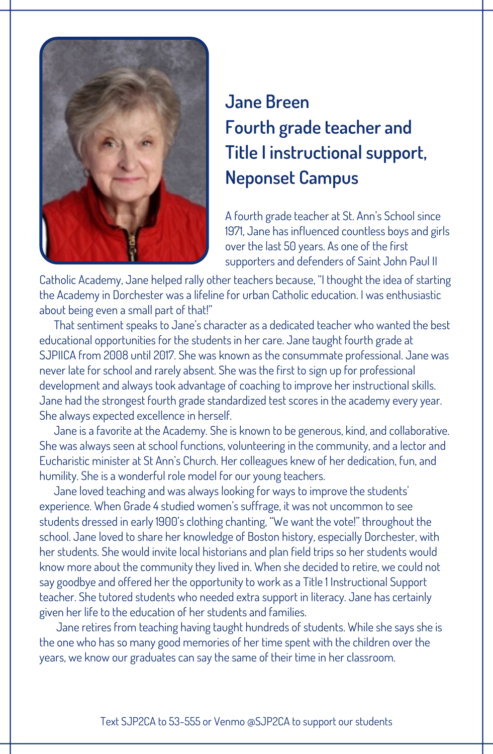## Jane Breen
## Fourth grade teacher and Title I instructional support, Neponset Campus

A fourth grade teacher at St. Ann's School since 1971, Jane has influenced countless boys and girls over the last 50 years. As one of the first supporters and defenders of Saint John Paul II Catholic Academy, Jane helped rally other teachers because, "I thought the idea of starting the Academy in Dorchester was a lifeline for urban Catholic education. I was enthusiastic about being even a small part of that!"

That sentiment speaks to Jane's character as a dedicated teacher who wanted the best educational opportunities for the students in her care. Jane taught fourth grade at SJPIICA from 2008 until 2017. She was known as the consummate professional. Jane was never late for school and rarely absent. She was the first to sign up for professional development and always took advantage of coaching to improve her instructional skills. Jane had the strongest fourth grade standardized test scores in the academy every year. She always expected excellence in herself.

Jane is a favorite at the Academy. She is known to be generous, kind, and collaborative. She was always seen at school functions, volunteering in the community, and a lector and Eucharistic minister at St Ann's Church. Her colleagues knew of her dedication, fun, and humility. She is a wonderful role model for our young teachers.

Jane loved teaching and was always looking for ways to improve the students' experience. When Grade 4 studied women's suffrage, it was not uncommon to see students dressed in early 1900's clothing chanting, "We want the vote!" throughout the school. Jane loved to share her knowledge of Boston history, especially Dorchester, with her students. She would invite local historians and plan field trips so her students would know more about the community they lived in. When she decided to retire, we could not say goodbye and offered her the opportunity to work as a Title 1 Instructional Support teacher. She tutored students who needed extra support in literacy. Jane has certainly given her life to the education of her students and families.

Jane retires from teaching having taught hundreds of students. While she says she is the one who has so many good memories of her time spent with the children over the years, we know our graduates can say the same of their time in her classroom.

Text SJP2CA to 53-555 or Venmo @SJP2CA to support our students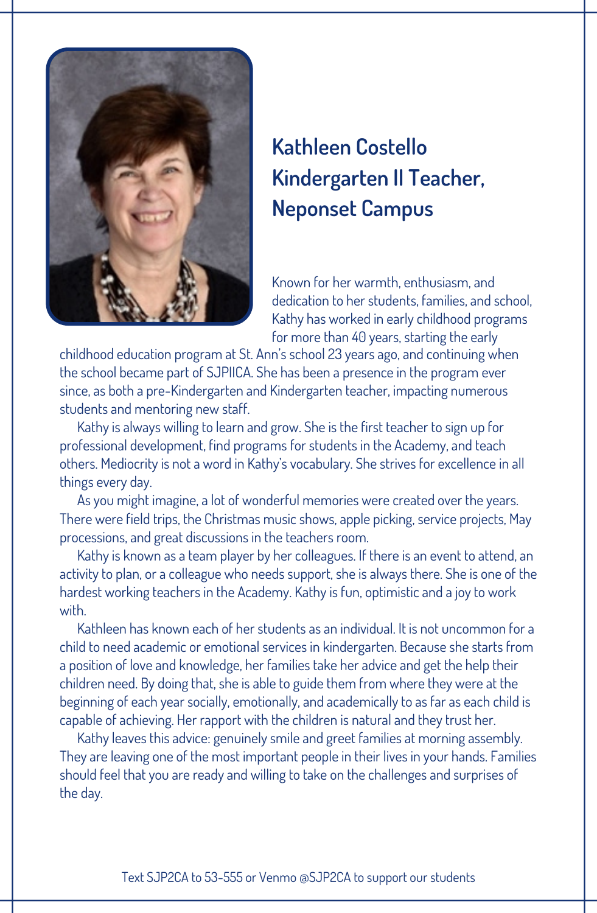## Kathleen Costello Kindergarten II Teacher, Neponset Campus

Known for her warmth, enthusiasm, and dedication to her students, families, and school, Kathy has worked in early childhood programs for more than 40 years, starting the early childhood education program at St. Ann's school 23 years ago, and continuing when the school became part of SJPIICA. She has been a presence in the program ever since, as both a pre-Kindergarten and Kindergarten teacher, impacting numerous students and mentoring new staff.

Kathy is always willing to learn and grow. She is the first teacher to sign up for professional development, find programs for students in the Academy, and teach others. Mediocrity is not a word in Kathy's vocabulary. She strives for excellence in all things every day.

As you might imagine, a lot of wonderful memories were created over the years. There were field trips, the Christmas music shows, apple picking, service projects, May processions, and great discussions in the teachers room.

Kathy is known as a team player by her colleagues. If there is an event to attend, an activity to plan, or a colleague who needs support, she is always there. She is one of the hardest working teachers in the Academy. Kathy is fun, optimistic and a joy to work with.

Kathleen has known each of her students as an individual. It is not uncommon for a child to need academic or emotional services in kindergarten. Because she starts from a position of love and knowledge, her families take her advice and get the help their children need. By doing that, she is able to guide them from where they were at the beginning of each year socially, emotionally, and academically to as far as each child is capable of achieving. Her rapport with the children is natural and they trust her.

Kathy leaves this advice: genuinely smile and greet families at morning assembly. They are leaving one of the most important people in their lives in your hands. Families should feel that you are ready and willing to take on the challenges and surprises of the day.

Text SJP2CA to 53-555 or Venmo @SJP2CA to support our students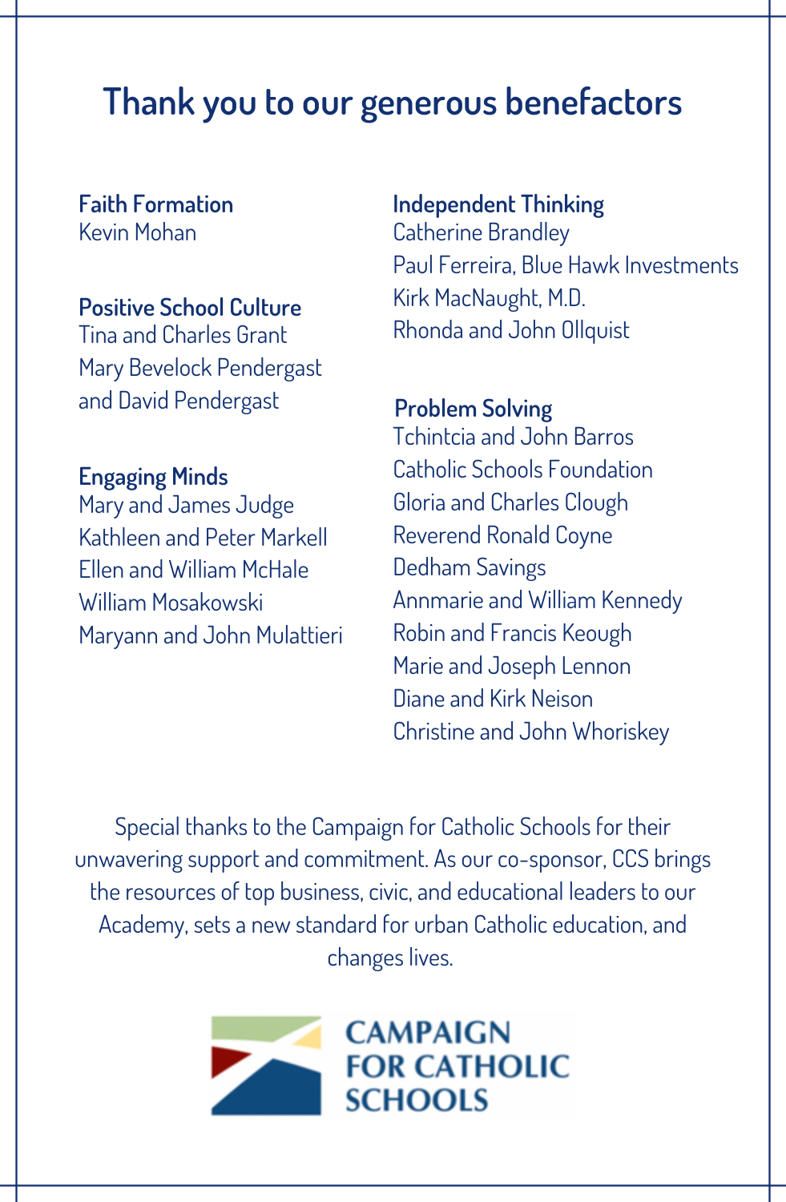# Thank you to our generous benefactors

**Faith Formation**
Kevin Mohan

**Positive School Culture**
Tina and Charles Grant
Mary Bevelock Pendergast and David Pendergast

**Engaging Minds**
Mary and James Judge
Kathleen and Peter Markell
Ellen and William McHale
William Mosakowski
Maryann and John Mulattieri

**Independent Thinking**
Catherine Brandley
Paul Ferreira, Blue Hawk Investments
Kirk MacNaught, M.D.
Rhonda and John Ollquist

**Problem Solving**
Tchintcia and John Barros
Catholic Schools Foundation
Gloria and Charles Clough
Reverend Ronald Coyne
Dedham Savings
Annmarie and William Kennedy
Robin and Francis Keough
Marie and Joseph Lennon
Diane and Kirk Neison
Christine and John Whoriskey

Special thanks to the Campaign for Catholic Schools for their unwavering support and commitment. As our co-sponsor, CCS brings the resources of top business, civic, and educational leaders to our Academy, sets a new standard for urban Catholic education, and changes lives.

CAMPAIGN FOR CATHOLIC SCHOOLS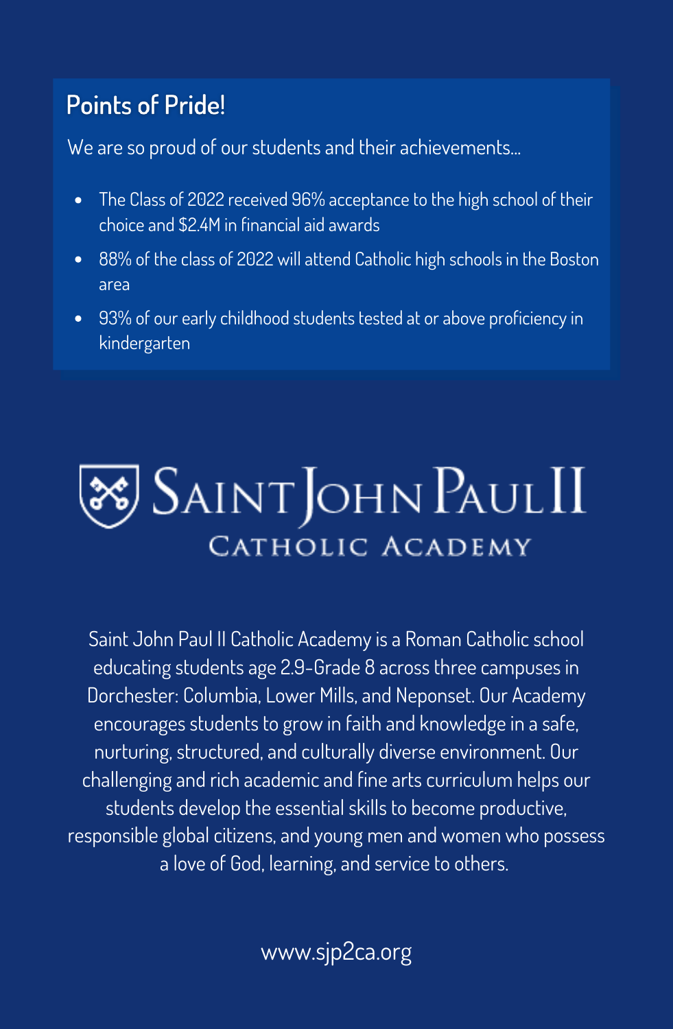## Points of Pride!

We are so proud of our students and their achievements...

- The Class of 2022 received 96% acceptance to the high school of their choice and $2.4M in financial aid awards
- 88% of the class of 2022 will attend Catholic high schools in the Boston area
- 93% of our early childhood students tested at or above proficiency in kindergarten

# Saint John Paul II
## Catholic Academy

Saint John Paul II Catholic Academy is a Roman Catholic school educating students age 2.9-Grade 8 across three campuses in Dorchester: Columbia, Lower Mills, and Neponset. Our Academy encourages students to grow in faith and knowledge in a safe, nurturing, structured, and culturally diverse environment. Our challenging and rich academic and fine arts curriculum helps our students develop the essential skills to become productive, responsible global citizens, and young men and women who possess a love of God, learning, and service to others.

www.sjp2ca.org